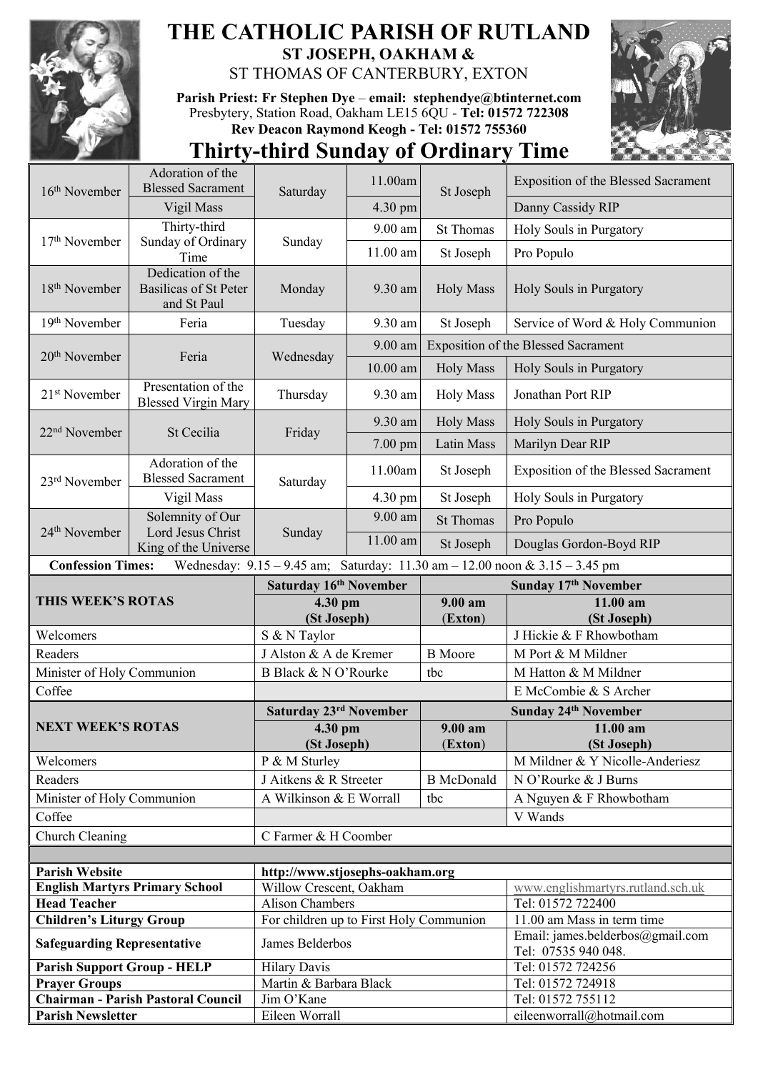# THE CATHOLIC PARISH OF RUTLAND

## ST JOSEPH, OAKHAM &

## ST THOMAS OF CANTERBURY, EXTON

**Parish Priest: Fr Stephen Dye – email: stephendye@btinternet.com**
Presbytery, Station Road, Oakham LE15 6QU - **Tel: 01572 722308**
**Rev Deacon Raymond Keogh - Tel: 01572 755360**

# Thirty-third Sunday of Ordinary Time

| Date | Celebration | Day | Time | Location | Intention |
|---|---|---|---|---|---|
| 16th November | Adoration of the Blessed Sacrament | Saturday | 11.00am | St Joseph | Exposition of the Blessed Sacrament |
| | Vigil Mass | | 4.30 pm | | Danny Cassidy RIP |
| 17th November | Thirty-third Sunday of Ordinary Time | Sunday | 9.00 am | St Thomas | Holy Souls in Purgatory |
| | | | 11.00 am | St Joseph | Pro Populo |
| 18th November | Dedication of the Basilicas of St Peter and St Paul | Monday | 9.30 am | Holy Mass | Holy Souls in Purgatory |
| 19th November | Feria | Tuesday | 9.30 am | St Joseph | Service of Word & Holy Communion |
| 20th November | Feria | Wednesday | 9.00 am | Exposition of the Blessed Sacrament | |
| | | | 10.00 am | Holy Mass | Holy Souls in Purgatory |
| 21st November | Presentation of the Blessed Virgin Mary | Thursday | 9.30 am | Holy Mass | Jonathan Port RIP |
| 22nd November | St Cecilia | Friday | 9.30 am | Holy Mass | Holy Souls in Purgatory |
| | | | 7.00 pm | Latin Mass | Marilyn Dear RIP |
| 23rd November | Adoration of the Blessed Sacrament | Saturday | 11.00am | St Joseph | Exposition of the Blessed Sacrament |
| | Vigil Mass | | 4.30 pm | St Joseph | Holy Souls in Purgatory |
| 24th November | Solemnity of Our Lord Jesus Christ King of the Universe | Sunday | 9.00 am | St Thomas | Pro Populo |
| | | | 11.00 am | St Joseph | Douglas Gordon-Boyd RIP |

**Confession Times:** Wednesday: 9.15 – 9.45 am; Saturday: 11.30 am – 12.00 noon & 3.15 – 3.45 pm

| THIS WEEK'S ROTAS | Saturday 16th November 4.30 pm (St Joseph) | Sunday 17th November 9.00 am (Exton) | Sunday 17th November 11.00 am (St Joseph) |
|---|---|---|---|
| Welcomers | S & N Taylor | | J Hickie & F Rhowbotham |
| Readers | J Alston & A de Kremer | B Moore | M Port & M Mildner |
| Minister of Holy Communion | B Black & N O'Rourke | tbc | M Hatton & M Mildner |
| Coffee | | | E McCombie & S Archer |

| NEXT WEEK'S ROTAS | Saturday 23rd November 4.30 pm (St Joseph) | Sunday 24th November 9.00 am (Exton) | Sunday 24th November 11.00 am (St Joseph) |
|---|---|---|---|
| Welcomers | P & M Sturley | | M Mildner & Y Nicolle-Anderiesz |
| Readers | J Aitkens & R Streeter | B McDonald | N O'Rourke & J Burns |
| Minister of Holy Communion | A Wilkinson & E Worrall | tbc | A Nguyen & F Rhowbotham |
| Coffee | | | V Wands |
| Church Cleaning | C Farmer & H Coomber | | |

| | | |
|---|---|---|
| **Parish Website** | **http://www.stjosephs-oakham.org** | |
| **English Martyrs Primary School** | Willow Crescent, Oakham | www.englishmartyrs.rutland.sch.uk |
| **Head Teacher** | Alison Chambers | Tel: 01572 722400 |
| **Children's Liturgy Group** | For children up to First Holy Communion | 11.00 am Mass in term time |
| **Safeguarding Representative** | James Belderbos | Email: james.belderbos@gmail.com Tel: 07535 940 048. |
| **Parish Support Group - HELP** | Hilary Davis | Tel: 01572 724256 |
| **Prayer Groups** | Martin & Barbara Black | Tel: 01572 724918 |
| **Chairman - Parish Pastoral Council** | Jim O'Kane | Tel: 01572 755112 |
| **Parish Newsletter** | Eileen Worrall | eileenworrall@hotmail.com |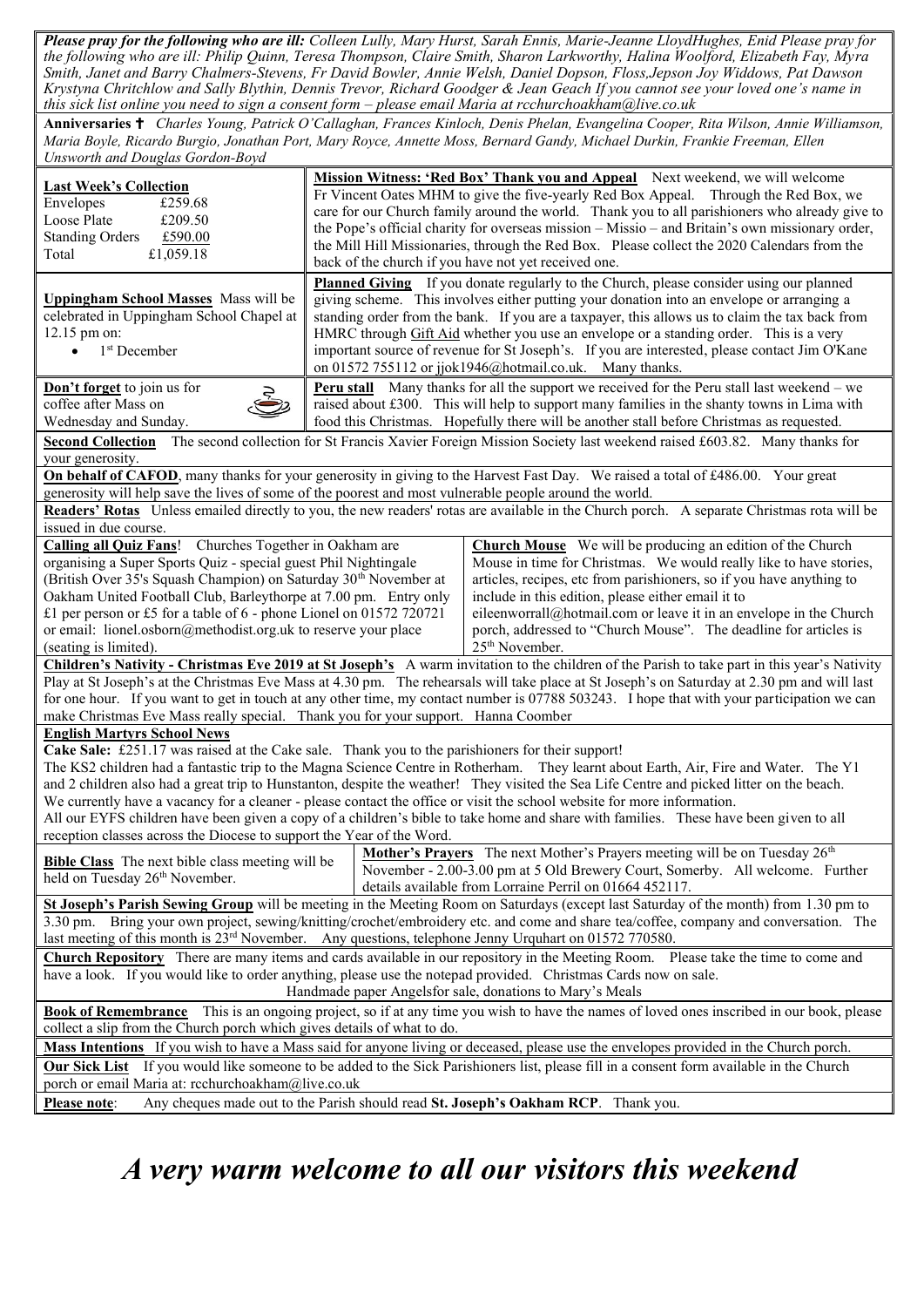***Please pray for the following who are ill:*** *Colleen Lully, Mary Hurst, Sarah Ennis, Marie-Jeanne LloydHughes, Enid Please pray for the following who are ill: Philip Quinn, Teresa Thompson, Claire Smith, Sharon Larkworthy, Halina Woolford, Elizabeth Fay, Myra Smith, Janet and Barry Chalmers-Stevens, Fr David Bowler, Annie Welsh, Daniel Dopson, Floss,Jepson Joy Widdows, Pat Dawson Krystyna Chritchlow and Sally Blythin, Dennis Trevor, Richard Goodger & Jean Geach If you cannot see your loved one's name in this sick list online you need to sign a consent form – please email Maria at rcchurchoakham@live.co.uk*

**Anniversaries ✝** *Charles Young, Patrick O'Callaghan, Frances Kinloch, Denis Phelan, Evangelina Cooper, Rita Wilson, Annie Williamson, Maria Boyle, Ricardo Burgio, Jonathan Port, Mary Royce, Annette Moss, Bernard Gandy, Michael Durkin, Frankie Freeman, Ellen Unsworth and Douglas Gordon-Boyd*

**Last Week's Collection**

| | |
|---|---|
| Envelopes | £259.68 |
| Loose Plate | £209.50 |
| Standing Orders | £590.00 |
| Total | £1,059.18 |

**Mission Witness: 'Red Box' Thank you and Appeal** Next weekend, we will welcome Fr Vincent Oates MHM to give the five-yearly Red Box Appeal. Through the Red Box, we care for our Church family around the world. Thank you to all parishioners who already give to the Pope's official charity for overseas mission – Missio – and Britain's own missionary order, the Mill Hill Missionaries, through the Red Box. Please collect the 2020 Calendars from the back of the church if you have not yet received one.

**Uppingham School Masses** Mass will be celebrated in Uppingham School Chapel at 12.15 pm on:

- 1st December

**Planned Giving** If you donate regularly to the Church, please consider using our planned giving scheme. This involves either putting your donation into an envelope or arranging a standing order from the bank. If you are a taxpayer, this allows us to claim the tax back from HMRC through Gift Aid whether you use an envelope or a standing order. This is a very important source of revenue for St Joseph's. If you are interested, please contact Jim O'Kane on 01572 755112 or jjok1946@hotmail.co.uk. Many thanks.

**Don't forget** to join us for coffee after Mass on Wednesday and Sunday.

**Peru stall** Many thanks for all the support we received for the Peru stall last weekend – we raised about £300. This will help to support many families in the shanty towns in Lima with food this Christmas. Hopefully there will be another stall before Christmas as requested.

**Second Collection** The second collection for St Francis Xavier Foreign Mission Society last weekend raised £603.82. Many thanks for your generosity.

**On behalf of CAFOD**, many thanks for your generosity in giving to the Harvest Fast Day. We raised a total of £486.00. Your great generosity will help save the lives of some of the poorest and most vulnerable people around the world.

**Readers' Rotas** Unless emailed directly to you, the new readers' rotas are available in the Church porch. A separate Christmas rota will be issued in due course.

**Calling all Quiz Fans**! Churches Together in Oakham are organising a Super Sports Quiz - special guest Phil Nightingale (British Over 35's Squash Champion) on Saturday 30th November at Oakham United Football Club, Barleythorpe at 7.00 pm. Entry only £1 per person or £5 for a table of 6 - phone Lionel on 01572 720721 or email: lionel.osborn@methodist.org.uk to reserve your place (seating is limited).

**Church Mouse** We will be producing an edition of the Church Mouse in time for Christmas. We would really like to have stories, articles, recipes, etc from parishioners, so if you have anything to include in this edition, please either email it to eileenworrall@hotmail.com or leave it in an envelope in the Church porch, addressed to "Church Mouse". The deadline for articles is 25th November.

**Children's Nativity - Christmas Eve 2019 at St Joseph's** A warm invitation to the children of the Parish to take part in this year's Nativity Play at St Joseph's at the Christmas Eve Mass at 4.30 pm. The rehearsals will take place at St Joseph's on Saturday at 2.30 pm and will last for one hour. If you want to get in touch at any other time, my contact number is 07788 503243. I hope that with your participation we can make Christmas Eve Mass really special. Thank you for your support. Hanna Coomber

**English Martyrs School News**

**Cake Sale:** £251.17 was raised at the Cake sale. Thank you to the parishioners for their support!

The KS2 children had a fantastic trip to the Magna Science Centre in Rotherham. They learnt about Earth, Air, Fire and Water. The Y1 and 2 children also had a great trip to Hunstanton, despite the weather! They visited the Sea Life Centre and picked litter on the beach.

We currently have a vacancy for a cleaner - please contact the office or visit the school website for more information.

All our EYFS children have been given a copy of a children's bible to take home and share with families. These have been given to all reception classes across the Diocese to support the Year of the Word.

**Bible Class** The next bible class meeting will be held on Tuesday 26th November.

**Mother's Prayers** The next Mother's Prayers meeting will be on Tuesday 26th November - 2.00-3.00 pm at 5 Old Brewery Court, Somerby. All welcome. Further details available from Lorraine Perril on 01664 452117.

**St Joseph's Parish Sewing Group** will be meeting in the Meeting Room on Saturdays (except last Saturday of the month) from 1.30 pm to 3.30 pm. Bring your own project, sewing/knitting/crochet/embroidery etc. and come and share tea/coffee, company and conversation. The last meeting of this month is 23rd November. Any questions, telephone Jenny Urquhart on 01572 770580.

**Church Repository** There are many items and cards available in our repository in the Meeting Room. Please take the time to come and have a look. If you would like to order anything, please use the notepad provided. Christmas Cards now on sale.

Handmade paper Angelsfor sale, donations to Mary's Meals

**Book of Remembrance** This is an ongoing project, so if at any time you wish to have the names of loved ones inscribed in our book, please collect a slip from the Church porch which gives details of what to do.

**Mass Intentions** If you wish to have a Mass said for anyone living or deceased, please use the envelopes provided in the Church porch.

**Our Sick List** If you would like someone to be added to the Sick Parishioners list, please fill in a consent form available in the Church porch or email Maria at: rcchurchoakham@live.co.uk

**Please note**: Any cheques made out to the Parish should read **St. Joseph's Oakham RCP**. Thank you.

# *A very warm welcome to all our visitors this weekend*